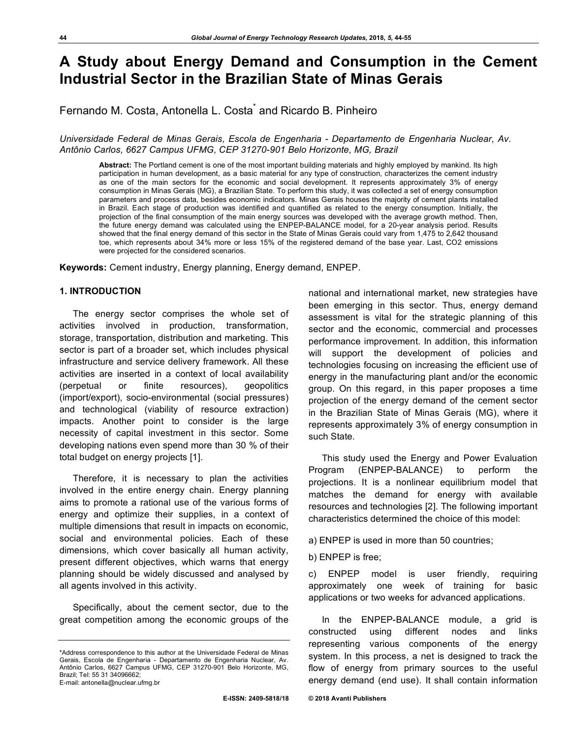# A Study about Energy Demand and Consumption in the Cement Industrial Sector in the Brazilian State of Minas Gerais

Fernando M. Costa, Antonella L. Costa* and Ricardo B. Pinheiro

*Universidade Federal de Minas Gerais, Escola de Engenharia - Departamento de Engenharia Nuclear, Av. Antônio Carlos, 6627 Campus UFMG, CEP 31270-901 Belo Horizonte, MG, Brazil*

**Abstract:** The Portland cement is one of the most important building materials and highly employed by mankind. Its high participation in human development, as a basic material for any type of construction, characterizes the cement industry as one of the main sectors for the economic and social development. It represents approximately 3% of energy consumption in Minas Gerais (MG), a Brazilian State. To perform this study, it was collected a set of energy consumption parameters and process data, besides economic indicators. Minas Gerais houses the majority of cement plants installed in Brazil. Each stage of production was identified and quantified as related to the energy consumption. Initially, the projection of the final consumption of the main energy sources was developed with the average growth method. Then, the future energy demand was calculated using the ENPEP-BALANCE model, for a 20-year analysis period. Results showed that the final energy demand of this sector in the State of Minas Gerais could vary from 1,475 to 2,642 thousand toe, which represents about 34% more or less 15% of the registered demand of the base year. Last, CO2 emissions were projected for the considered scenarios.

**Keywords:** Cement industry, Energy planning, Energy demand, ENPEP.

## 1. INTRODUCTION

The energy sector comprises the whole set of activities involved in production, transformation, storage, transportation, distribution and marketing. This sector is part of a broader set, which includes physical infrastructure and service delivery framework. All these activities are inserted in a context of local availability (perpetual or finite resources), geopolitics (import/export), socio-environmental (social pressures) and technological (viability of resource extraction) impacts. Another point to consider is the large necessity of capital investment in this sector. Some developing nations even spend more than 30 % of their total budget on energy projects [1].

Therefore, it is necessary to plan the activities involved in the entire energy chain. Energy planning aims to promote a rational use of the various forms of energy and optimize their supplies, in a context of multiple dimensions that result in impacts on economic, social and environmental policies. Each of these dimensions, which cover basically all human activity, present different objectives, which warns that energy planning should be widely discussed and analysed by all agents involved in this activity.

Specifically, about the cement sector, due to the great competition among the economic groups of the national and international market, new strategies have been emerging in this sector. Thus, energy demand assessment is vital for the strategic planning of this sector and the economic, commercial and processes performance improvement. In addition, this information will support the development of policies and technologies focusing on increasing the efficient use of energy in the manufacturing plant and/or the economic group. On this regard, in this paper proposes a time projection of the energy demand of the cement sector in the Brazilian State of Minas Gerais (MG), where it represents approximately 3% of energy consumption in such State.

This study used the Energy and Power Evaluation Program (ENPEP-BALANCE) to perform the projections. It is a nonlinear equilibrium model that matches the demand for energy with available resources and technologies [2]. The following important characteristics determined the choice of this model:

a) ENPEP is used in more than 50 countries;

b) ENPEP is free;

c) ENPEP model is user friendly, requiring approximately one week of training for basic applications or two weeks for advanced applications.

In the ENPEP-BALANCE module, a grid is constructed using different nodes and links representing various components of the energy system. In this process, a net is designed to track the flow of energy from primary sources to the useful energy demand (end use). It shall contain information

*Address correspondence to this author at the Universidade Federal de Minas Gerais, Escola de Engenharia - Departamento de Engenharia Nuclear, Av. Antônio Carlos, 6627 Campus UFMG, CEP 31270-901 Belo Horizonte, MG, Brazil; Tel: 55 31 34096662;
E-mail: antonella@nuclear.ufmg.br

E-ISSN: 2409-5818/18 © 2018 Avanti Publishers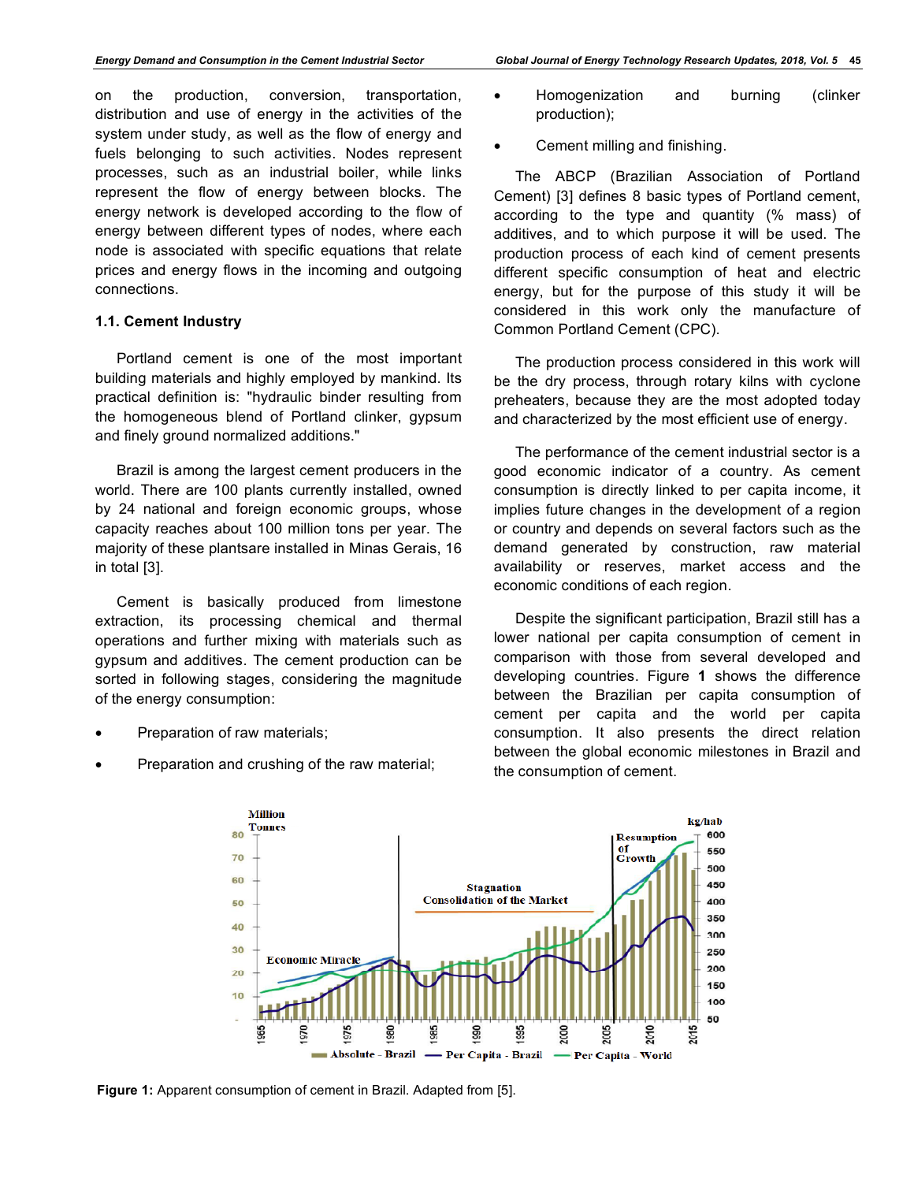on the production, conversion, transportation, distribution and use of energy in the activities of the system under study, as well as the flow of energy and fuels belonging to such activities. Nodes represent processes, such as an industrial boiler, while links represent the flow of energy between blocks. The energy network is developed according to the flow of energy between different types of nodes, where each node is associated with specific equations that relate prices and energy flows in the incoming and outgoing connections.

### 1.1. Cement Industry

Portland cement is one of the most important building materials and highly employed by mankind. Its practical definition is: "hydraulic binder resulting from the homogeneous blend of Portland clinker, gypsum and finely ground normalized additions."

Brazil is among the largest cement producers in the world. There are 100 plants currently installed, owned by 24 national and foreign economic groups, whose capacity reaches about 100 million tons per year. The majority of these plantsare installed in Minas Gerais, 16 in total [3].

Cement is basically produced from limestone extraction, its processing chemical and thermal operations and further mixing with materials such as gypsum and additives. The cement production can be sorted in following stages, considering the magnitude of the energy consumption:

- Preparation of raw materials;
- Preparation and crushing of the raw material;
- Homogenization and burning (clinker production);
- Cement milling and finishing.

The ABCP (Brazilian Association of Portland Cement) [3] defines 8 basic types of Portland cement, according to the type and quantity (% mass) of additives, and to which purpose it will be used. The production process of each kind of cement presents different specific consumption of heat and electric energy, but for the purpose of this study it will be considered in this work only the manufacture of Common Portland Cement (CPC).

The production process considered in this work will be the dry process, through rotary kilns with cyclone preheaters, because they are the most adopted today and characterized by the most efficient use of energy.

The performance of the cement industrial sector is a good economic indicator of a country. As cement consumption is directly linked to per capita income, it implies future changes in the development of a region or country and depends on several factors such as the demand generated by construction, raw material availability or reserves, market access and the economic conditions of each region.

Despite the significant participation, Brazil still has a lower national per capita consumption of cement in comparison with those from several developed and developing countries. Figure **1** shows the difference between the Brazilian per capita consumption of cement per capita and the world per capita consumption. It also presents the direct relation between the global economic milestones in Brazil and the consumption of cement.

Million Tonnes
80
70
60
50
40
30
20
10
-

kg/hab
600
550
500
450
400
350
300
250
200
150
100
50

Economic Miracle
Stagnation
Consolidation of the Market
Resumption of Growth

1965 1970 1975 1980 1985 1990 1995 2000 2005 2010 2015

Absolute - Brazil
Per Capita - Brazil
Per Capita - World

**Figure 1:** Apparent consumption of cement in Brazil. Adapted from [5].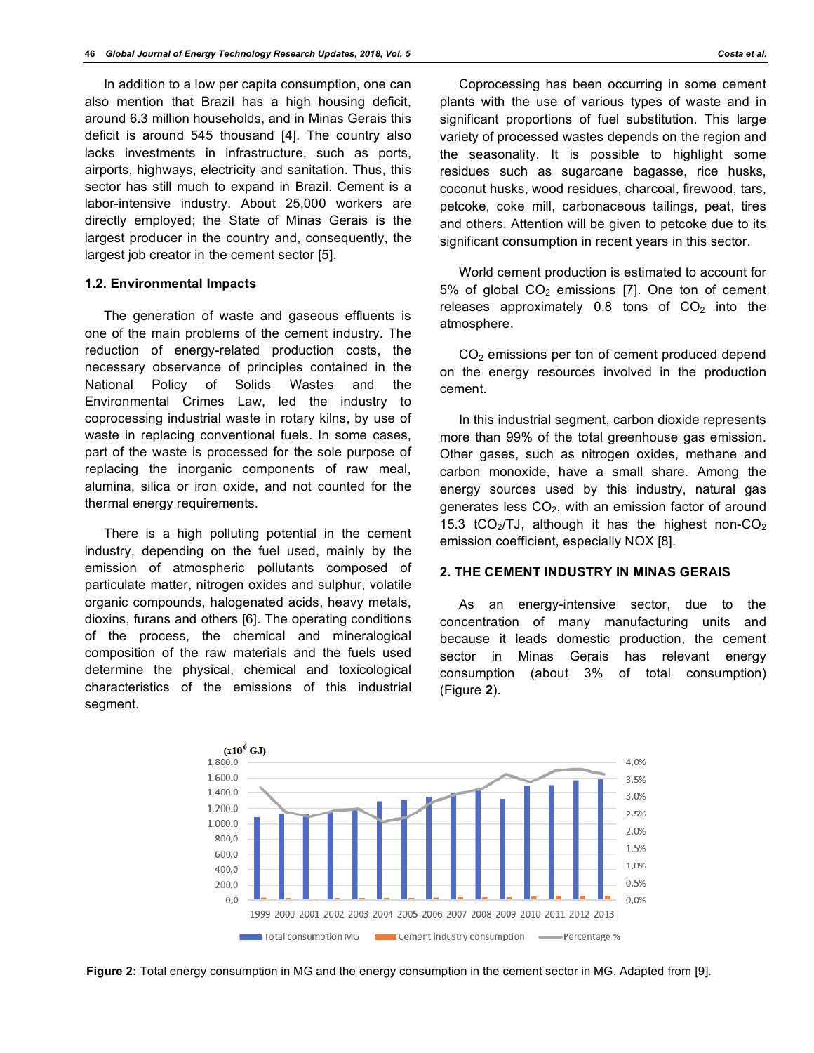In addition to a low per capita consumption, one can also mention that Brazil has a high housing deficit, around 6.3 million households, and in Minas Gerais this deficit is around 545 thousand [4]. The country also lacks investments in infrastructure, such as ports, airports, highways, electricity and sanitation. Thus, this sector has still much to expand in Brazil. Cement is a labor-intensive industry. About 25,000 workers are directly employed; the State of Minas Gerais is the largest producer in the country and, consequently, the largest job creator in the cement sector [5].

### 1.2. Environmental Impacts

The generation of waste and gaseous effluents is one of the main problems of the cement industry. The reduction of energy-related production costs, the necessary observance of principles contained in the National Policy of Solids Wastes and the Environmental Crimes Law, led the industry to coprocessing industrial waste in rotary kilns, by use of waste in replacing conventional fuels. In some cases, part of the waste is processed for the sole purpose of replacing the inorganic components of raw meal, alumina, silica or iron oxide, and not counted for the thermal energy requirements.

There is a high polluting potential in the cement industry, depending on the fuel used, mainly by the emission of atmospheric pollutants composed of particulate matter, nitrogen oxides and sulphur, volatile organic compounds, halogenated acids, heavy metals, dioxins, furans and others [6]. The operating conditions of the process, the chemical and mineralogical composition of the raw materials and the fuels used determine the physical, chemical and toxicological characteristics of the emissions of this industrial segment.

Coprocessing has been occurring in some cement plants with the use of various types of waste and in significant proportions of fuel substitution. This large variety of processed wastes depends on the region and the seasonality. It is possible to highlight some residues such as sugarcane bagasse, rice husks, coconut husks, wood residues, charcoal, firewood, tars, petcoke, coke mill, carbonaceous tailings, peat, tires and others. Attention will be given to petcoke due to its significant consumption in recent years in this sector.

World cement production is estimated to account for 5% of global $CO_2$ emissions [7]. One ton of cement releases approximately 0.8 tons of $CO_2$ into the atmosphere.

$CO_2$ emissions per ton of cement produced depend on the energy resources involved in the production cement.

In this industrial segment, carbon dioxide represents more than 99% of the total greenhouse gas emission. Other gases, such as nitrogen oxides, methane and carbon monoxide, have a small share. Among the energy sources used by this industry, natural gas generates less $CO_2$, with an emission factor of around 15.3 $tCO_2/TJ$, although it has the highest non-$CO_2$ emission coefficient, especially NOX [8].

## 2. THE CEMENT INDUSTRY IN MINAS GERAIS

As an energy-intensive sector, due to the concentration of many manufacturing units and because it leads domestic production, the cement sector in Minas Gerais has relevant energy consumption (about 3% of total consumption) (Figure **2**).

($x10^6$ GJ)
1,800.0
1,600.0
1,400.0
1,200.0
1,000.0
800,0
600,0
400,0
200,0
0,0

4,0%
3,5%
3,0%
2,5%
2,0%
1,5%
1,0%
0,5%
0,0%

1999 2000 2001 2002 2003 2004 2005 2006 2007 2008 2009 2010 2011 2012 2013

Total consumption MG
Cement industry consumption
Percentage %

**Figure 2:** Total energy consumption in MG and the energy consumption in the cement sector in MG. Adapted from [9].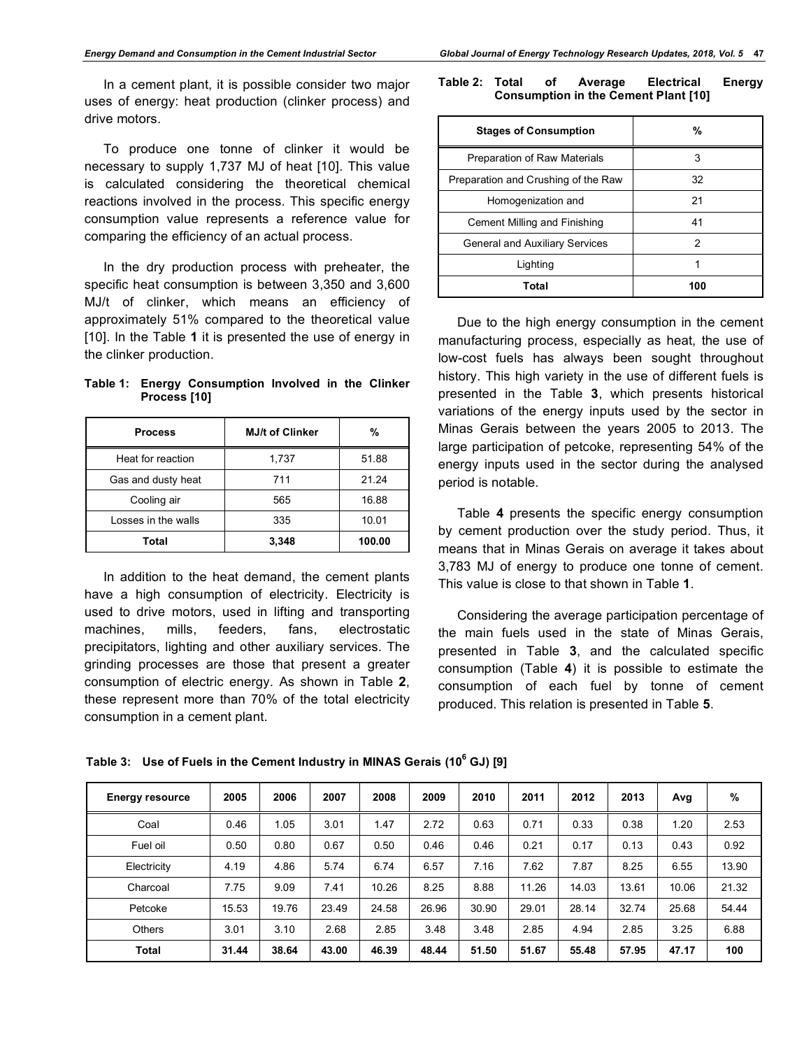In a cement plant, it is possible consider two major uses of energy: heat production (clinker process) and drive motors.

To produce one tonne of clinker it would be necessary to supply 1,737 MJ of heat [10]. This value is calculated considering the theoretical chemical reactions involved in the process. This specific energy consumption value represents a reference value for comparing the efficiency of an actual process.

In the dry production process with preheater, the specific heat consumption is between 3,350 and 3,600 MJ/t of clinker, which means an efficiency of approximately 51% compared to the theoretical value [10]. In the Table **1** it is presented the use of energy in the clinker production.

**Table 1: Energy Consumption Involved in the Clinker Process [10]**

| Process | MJ/t of Clinker | % |
|---|---|---|
| Heat for reaction | 1,737 | 51.88 |
| Gas and dusty heat | 711 | 21.24 |
| Cooling air | 565 | 16.88 |
| Losses in the walls | 335 | 10.01 |
| **Total** | **3,348** | **100.00** |

In addition to the heat demand, the cement plants have a high consumption of electricity. Electricity is used to drive motors, used in lifting and transporting machines, mills, feeders, fans, electrostatic precipitators, lighting and other auxiliary services. The grinding processes are those that present a greater consumption of electric energy. As shown in Table **2**, these represent more than 70% of the total electricity consumption in a cement plant.

**Table 2: Total of Average Electrical Energy Consumption in the Cement Plant [10]**

| Stages of Consumption | % |
|---|---|
| Preparation of Raw Materials | 3 |
| Preparation and Crushing of the Raw | 32 |
| Homogenization and | 21 |
| Cement Milling and Finishing | 41 |
| General and Auxiliary Services | 2 |
| Lighting | 1 |
| **Total** | **100** |

Due to the high energy consumption in the cement manufacturing process, especially as heat, the use of low-cost fuels has always been sought throughout history. This high variety in the use of different fuels is presented in the Table **3**, which presents historical variations of the energy inputs used by the sector in Minas Gerais between the years 2005 to 2013. The large participation of petcoke, representing 54% of the energy inputs used in the sector during the analysed period is notable.

Table **4** presents the specific energy consumption by cement production over the study period. Thus, it means that in Minas Gerais on average it takes about 3,783 MJ of energy to produce one tonne of cement. This value is close to that shown in Table **1**.

Considering the average participation percentage of the main fuels used in the state of Minas Gerais, presented in Table **3**, and the calculated specific consumption (Table **4**) it is possible to estimate the consumption of each fuel by tonne of cement produced. This relation is presented in Table **5**.

**Table 3: Use of Fuels in the Cement Industry in MINAS Gerais ($10^6$ GJ) [9]**

| Energy resource | 2005 | 2006 | 2007 | 2008 | 2009 | 2010 | 2011 | 2012 | 2013 | Avg | % |
|---|---|---|---|---|---|---|---|---|---|---|---|
| Coal | 0.46 | 1.05 | 3.01 | 1.47 | 2.72 | 0.63 | 0.71 | 0.33 | 0.38 | 1.20 | 2.53 |
| Fuel oil | 0.50 | 0.80 | 0.67 | 0.50 | 0.46 | 0.46 | 0.21 | 0.17 | 0.13 | 0.43 | 0.92 |
| Electricity | 4.19 | 4.86 | 5.74 | 6.74 | 6.57 | 7.16 | 7.62 | 7.87 | 8.25 | 6.55 | 13.90 |
| Charcoal | 7.75 | 9.09 | 7.41 | 10.26 | 8.25 | 8.88 | 11.26 | 14.03 | 13.61 | 10.06 | 21.32 |
| Petcoke | 15.53 | 19.76 | 23.49 | 24.58 | 26.96 | 30.90 | 29.01 | 28.14 | 32.74 | 25.68 | 54.44 |
| Others | 3.01 | 3.10 | 2.68 | 2.85 | 3.48 | 3.48 | 2.85 | 4.94 | 2.85 | 3.25 | 6.88 |
| **Total** | **31.44** | **38.64** | **43.00** | **46.39** | **48.44** | **51.50** | **51.67** | **55.48** | **57.95** | **47.17** | **100** |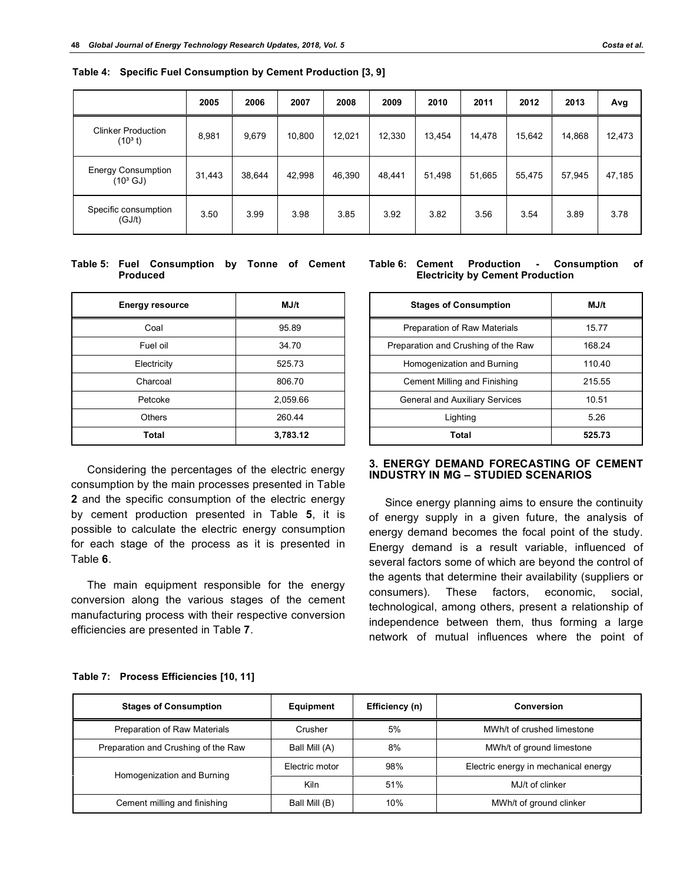**Table 4: Specific Fuel Consumption by Cement Production [3, 9]**

| | 2005 | 2006 | 2007 | 2008 | 2009 | 2010 | 2011 | 2012 | 2013 | Avg |
|---|---|---|---|---|---|---|---|---|---|---|
| Clinker Production ($10^3$ t) | 8,981 | 9,679 | 10,800 | 12,021 | 12,330 | 13,454 | 14,478 | 15,642 | 14,868 | 12,473 |
| Energy Consumption ($10^3$ GJ) | 31,443 | 38,644 | 42,998 | 46,390 | 48,441 | 51,498 | 51,665 | 55,475 | 57,945 | 47,185 |
| Specific consumption (GJ/t) | 3.50 | 3.99 | 3.98 | 3.85 | 3.92 | 3.82 | 3.56 | 3.54 | 3.89 | 3.78 |

**Table 5: Fuel Consumption by Tonne of Cement Produced**

| Energy resource | MJ/t |
|---|---|
| Coal | 95.89 |
| Fuel oil | 34.70 |
| Electricity | 525.73 |
| Charcoal | 806.70 |
| Petcoke | 2,059.66 |
| Others | 260.44 |
| **Total** | **3,783.12** |

Considering the percentages of the electric energy consumption by the main processes presented in Table **2** and the specific consumption of the electric energy by cement production presented in Table **5**, it is possible to calculate the electric energy consumption for each stage of the process as it is presented in Table **6**.

The main equipment responsible for the energy conversion along the various stages of the cement manufacturing process with their respective conversion efficiencies are presented in Table **7**.

**Table 6: Cement Production - Consumption of Electricity by Cement Production**

| Stages of Consumption | MJ/t |
|---|---|
| Preparation of Raw Materials | 15.77 |
| Preparation and Crushing of the Raw | 168.24 |
| Homogenization and Burning | 110.40 |
| Cement Milling and Finishing | 215.55 |
| General and Auxiliary Services | 10.51 |
| Lighting | 5.26 |
| **Total** | **525.73** |

## 3. ENERGY DEMAND FORECASTING OF CEMENT INDUSTRY IN MG – STUDIED SCENARIOS

Since energy planning aims to ensure the continuity of energy supply in a given future, the analysis of energy demand becomes the focal point of the study. Energy demand is a result variable, influenced of several factors some of which are beyond the control of the agents that determine their availability (suppliers or consumers). These factors, economic, social, technological, among others, present a relationship of independence between them, thus forming a large network of mutual influences where the point of

**Table 7: Process Efficiencies [10, 11]**

| Stages of Consumption | Equipment | Efficiency (n) | Conversion |
|---|---|---|---|
| Preparation of Raw Materials | Crusher | 5% | MWh/t of crushed limestone |
| Preparation and Crushing of the Raw | Ball Mill (A) | 8% | MWh/t of ground limestone |
| Homogenization and Burning | Electric motor | 98% | Electric energy in mechanical energy |
| | Kiln | 51% | MJ/t of clinker |
| Cement milling and finishing | Ball Mill (B) | 10% | MWh/t of ground clinker |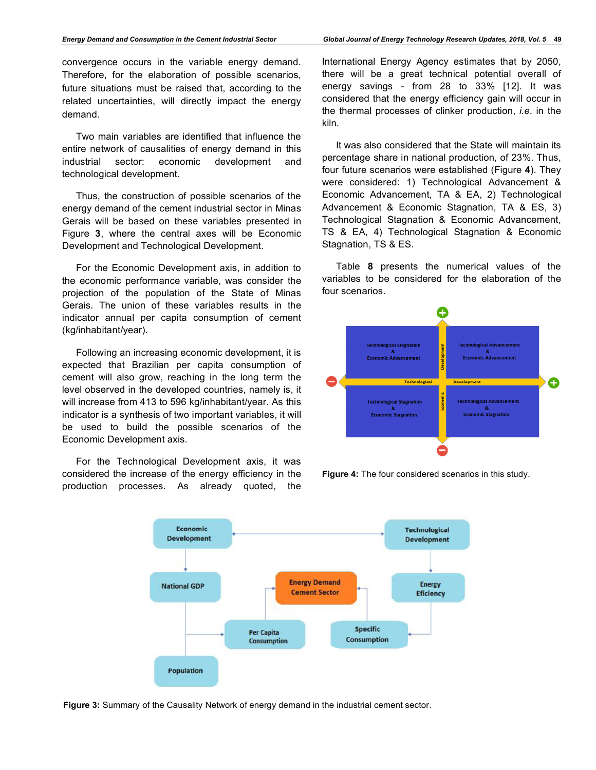convergence occurs in the variable energy demand. Therefore, for the elaboration of possible scenarios, future situations must be raised that, according to the related uncertainties, will directly impact the energy demand.

Two main variables are identified that influence the entire network of causalities of energy demand in this industrial sector: economic development and technological development.

Thus, the construction of possible scenarios of the energy demand of the cement industrial sector in Minas Gerais will be based on these variables presented in Figure **3**, where the central axes will be Economic Development and Technological Development.

For the Economic Development axis, in addition to the economic performance variable, was consider the projection of the population of the State of Minas Gerais. The union of these variables results in the indicator annual per capita consumption of cement (kg/inhabitant/year).

Following an increasing economic development, it is expected that Brazilian per capita consumption of cement will also grow, reaching in the long term the level observed in the developed countries, namely is, it will increase from 413 to 596 kg/inhabitant/year. As this indicator is a synthesis of two important variables, it will be used to build the possible scenarios of the Economic Development axis.

For the Technological Development axis, it was considered the increase of the energy efficiency in the production processes. As already quoted, the International Energy Agency estimates that by 2050, there will be a great technical potential overall of energy savings - from 28 to 33% [12]. It was considered that the energy efficiency gain will occur in the thermal processes of clinker production, *i.e.* in the kiln.

It was also considered that the State will maintain its percentage share in national production, of 23%. Thus, four future scenarios were established (Figure **4**). They were considered: 1) Technological Advancement & Economic Advancement, TA & EA, 2) Technological Advancement & Economic Stagnation, TA & ES, 3) Technological Stagnation & Economic Advancement, TS & EA, 4) Technological Stagnation & Economic Stagnation, TS & ES.

Table **8** presents the numerical values of the variables to be considered for the elaboration of the four scenarios.

Technological Stagnation & Economic Advancement

Technological Advancement & Economic Advancement

Technological Stagnation & Economic Stagnation

Technological Advancement & Economic Stagnation

Technological Development

Economic Development

**Figure 4:** The four considered scenarios in this study.

Economic Development

Technological Development

National GDP

Energy Demand Cement Sector

Energy Efficiency

Per Capita Consumption

Specific Consumption

Population

**Figure 3:** Summary of the Causality Network of energy demand in the industrial cement sector.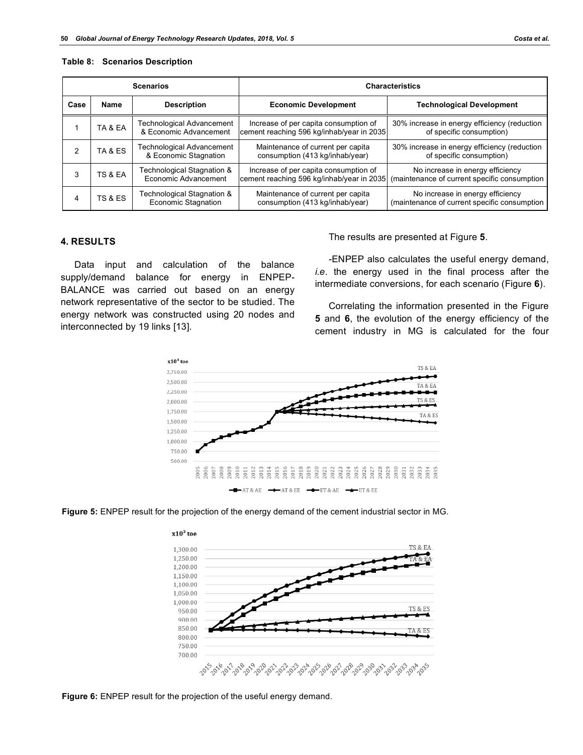**Table 8: Scenarios Description**

| Scenarios | | | Characteristics | |
|---|---|---|---|---|
| Case | Name | Description | Economic Development | Technological Development |
| 1 | TA & EA | Technological Advancement & Economic Advancement | Increase of per capita consumption of cement reaching 596 kg/inhab/year in 2035 | 30% increase in energy efficiency (reduction of specific consumption) |
| 2 | TA & ES | Technological Advancement & Economic Stagnation | Maintenance of current per capita consumption (413 kg/inhab/year) | 30% increase in energy efficiency (reduction of specific consumption) |
| 3 | TS & EA | Technological Stagnation & Economic Advancement | Increase of per capita consumption of cement reaching 596 kg/inhab/year in 2035 | No increase in energy efficiency (maintenance of current specific consumption |
| 4 | TS & ES | Technological Stagnation & Economic Stagnation | Maintenance of current per capita consumption (413 kg/inhab/year) | No increase in energy efficiency (maintenance of current specific consumption |

## 4. RESULTS

Data input and calculation of the balance supply/demand balance for energy in ENPEP-BALANCE was carried out based on an energy network representative of the sector to be studied. The energy network was constructed using 20 nodes and interconnected by 19 links [13].

The results are presented at Figure **5**.

-ENPEP also calculates the useful energy demand, *i.e*. the energy used in the final process after the intermediate conversions, for each scenario (Figure **6**).

Correlating the information presented in the Figure **5** and **6**, the evolution of the energy efficiency of the cement industry in MG is calculated for the four

x10³ toe
2,750.00
2,500.00
2,250.00
2,000.00
1,750.00
1,500.00
1,250.00
1,000.00
750.00
500.00
2005 2006 2007 2008 2009 2010 2011 2012 2013 2014 2015 2016 2017 2018 2019 2020 2021 2022 2023 2024 2025 2026 2027 2028 2029 2030 2031 2032 2033 2034 2035
TS & EA
TA & EA
TS & ES
TA & ES
AT & AE
AT & EE
ET & AE
ET & EE

**Figure 5:** ENPEP result for the projection of the energy demand of the cement industrial sector in MG.

x10³ toe
1,300.00
1,250.00
1,200.00
1,150.00
1,100.00
1,050.00
1,000.00
950.00
900.00
850.00
800.00
750.00
700.00
2015 2016 2017 2018 2019 2020 2021 2022 2023 2024 2025 2026 2027 2028 2029 2030 2031 2032 2033 2034 2035
TS & EA
TA & EA
TS & ES
TA & ES

**Figure 6:** ENPEP result for the projection of the useful energy demand.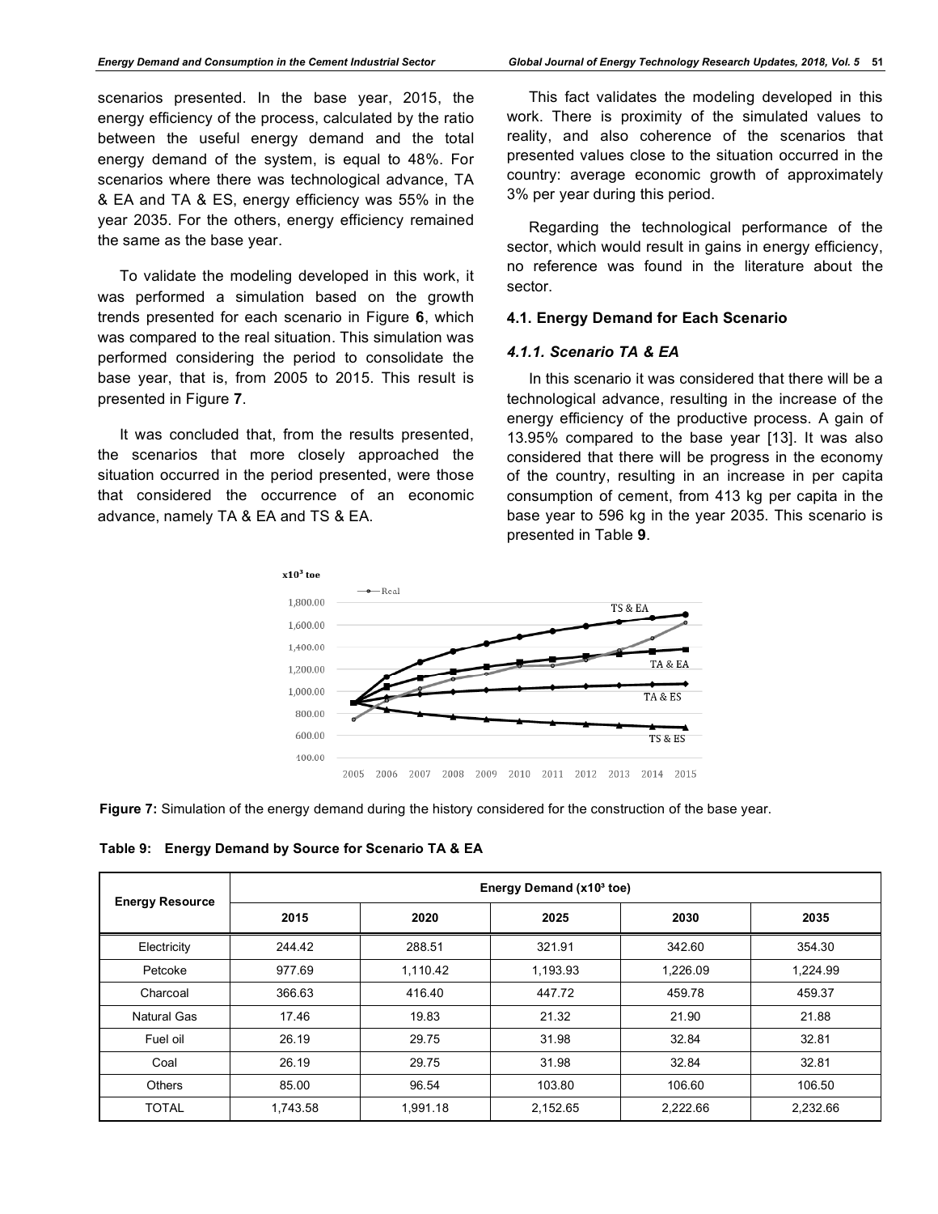scenarios presented. In the base year, 2015, the energy efficiency of the process, calculated by the ratio between the useful energy demand and the total energy demand of the system, is equal to 48%. For scenarios where there was technological advance, TA & EA and TA & ES, energy efficiency was 55% in the year 2035. For the others, energy efficiency remained the same as the base year.

To validate the modeling developed in this work, it was performed a simulation based on the growth trends presented for each scenario in Figure **6**, which was compared to the real situation. This simulation was performed considering the period to consolidate the base year, that is, from 2005 to 2015. This result is presented in Figure **7**.

It was concluded that, from the results presented, the scenarios that more closely approached the situation occurred in the period presented, were those that considered the occurrence of an economic advance, namely TA & EA and TS & EA.

This fact validates the modeling developed in this work. There is proximity of the simulated values to reality, and also coherence of the scenarios that presented values close to the situation occurred in the country: average economic growth of approximately 3% per year during this period.

Regarding the technological performance of the sector, which would result in gains in energy efficiency, no reference was found in the literature about the sector.

### 4.1. Energy Demand for Each Scenario

#### *4.1.1. Scenario TA & EA*

In this scenario it was considered that there will be a technological advance, resulting in the increase of the energy efficiency of the productive process. A gain of 13.95% compared to the base year [13]. It was also considered that there will be progress in the economy of the country, resulting in an increase in per capita consumption of cement, from 413 kg per capita in the base year to 596 kg in the year 2035. This scenario is presented in Table **9**.

$x10^3$ toe

Real

TS & EA

TA & EA

TA & ES

TS & ES

1,800.00
1,600.00
1,400.00
1,200.00
1,000.00
800.00
600.00
400.00

2005 2006 2007 2008 2009 2010 2011 2012 2013 2014 2015

**Figure 7:** Simulation of the energy demand during the history considered for the construction of the base year.

**Table 9: Energy Demand by Source for Scenario TA & EA**

| Energy Resource | Energy Demand ($x10^3$ toe) | | | | |
|---|---|---|---|---|---|
| | 2015 | 2020 | 2025 | 2030 | 2035 |
| Electricity | 244.42 | 288.51 | 321.91 | 342.60 | 354.30 |
| Petcoke | 977.69 | 1,110.42 | 1,193.93 | 1,226.09 | 1,224.99 |
| Charcoal | 366.63 | 416.40 | 447.72 | 459.78 | 459.37 |
| Natural Gas | 17.46 | 19.83 | 21.32 | 21.90 | 21.88 |
| Fuel oil | 26.19 | 29.75 | 31.98 | 32.84 | 32.81 |
| Coal | 26.19 | 29.75 | 31.98 | 32.84 | 32.81 |
| Others | 85.00 | 96.54 | 103.80 | 106.60 | 106.50 |
| TOTAL | 1,743.58 | 1,991.18 | 2,152.65 | 2,222.66 | 2,232.66 |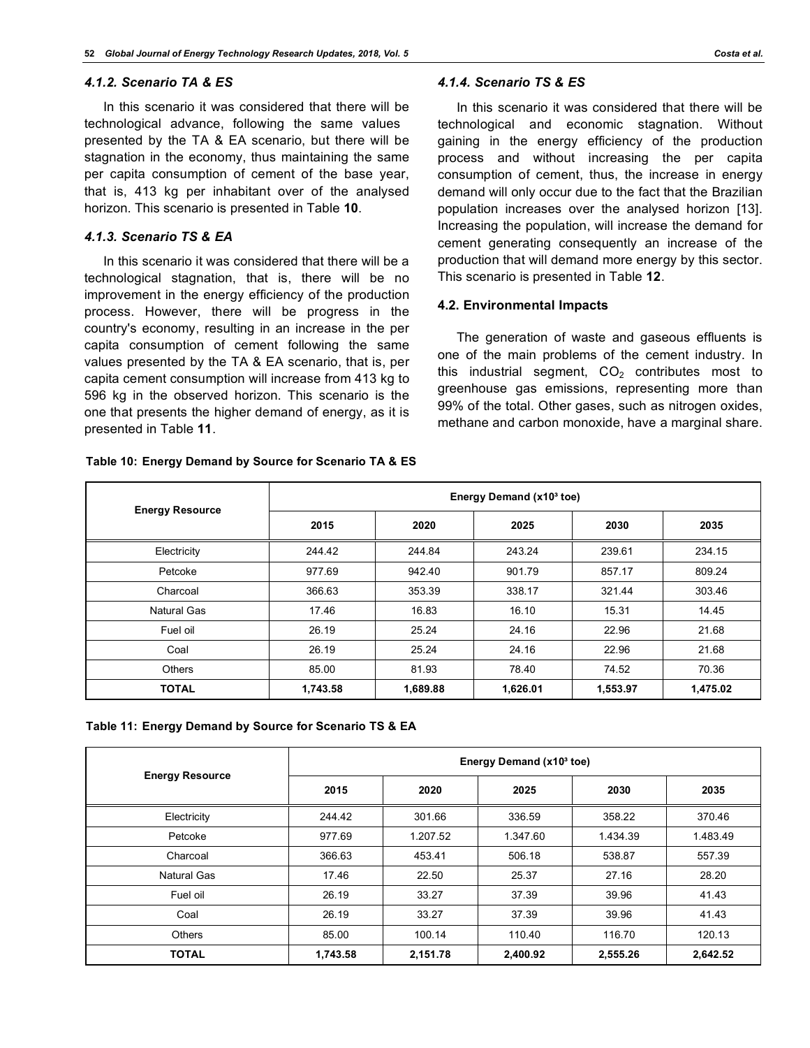#### 4.1.2. Scenario TA & ES

In this scenario it was considered that there will be technological advance, following the same values presented by the TA & EA scenario, but there will be stagnation in the economy, thus maintaining the same per capita consumption of cement of the base year, that is, 413 kg per inhabitant over of the analysed horizon. This scenario is presented in Table **10**.

#### 4.1.3. Scenario TS & EA

In this scenario it was considered that there will be a technological stagnation, that is, there will be no improvement in the energy efficiency of the production process. However, there will be progress in the country's economy, resulting in an increase in the per capita consumption of cement following the same values presented by the TA & EA scenario, that is, per capita cement consumption will increase from 413 kg to 596 kg in the observed horizon. This scenario is the one that presents the higher demand of energy, as it is presented in Table **11**.

#### 4.1.4. Scenario TS & ES

In this scenario it was considered that there will be technological and economic stagnation. Without gaining in the energy efficiency of the production process and without increasing the per capita consumption of cement, thus, the increase in energy demand will only occur due to the fact that the Brazilian population increases over the analysed horizon [13]. Increasing the population, will increase the demand for cement generating consequently an increase of the production that will demand more energy by this sector. This scenario is presented in Table **12**.

### 4.2. Environmental Impacts

The generation of waste and gaseous effluents is one of the main problems of the cement industry. In this industrial segment, $CO_2$ contributes most to greenhouse gas emissions, representing more than 99% of the total. Other gases, such as nitrogen oxides, methane and carbon monoxide, have a marginal share.

**Table 10: Energy Demand by Source for Scenario TA & ES**

| Energy Resource | Energy Demand (x10³ toe) | | | | |
|---|---|---|---|---|---|
| | 2015 | 2020 | 2025 | 2030 | 2035 |
| Electricity | 244.42 | 244.84 | 243.24 | 239.61 | 234.15 |
| Petcoke | 977.69 | 942.40 | 901.79 | 857.17 | 809.24 |
| Charcoal | 366.63 | 353.39 | 338.17 | 321.44 | 303.46 |
| Natural Gas | 17.46 | 16.83 | 16.10 | 15.31 | 14.45 |
| Fuel oil | 26.19 | 25.24 | 24.16 | 22.96 | 21.68 |
| Coal | 26.19 | 25.24 | 24.16 | 22.96 | 21.68 |
| Others | 85.00 | 81.93 | 78.40 | 74.52 | 70.36 |
| **TOTAL** | **1,743.58** | **1,689.88** | **1,626.01** | **1,553.97** | **1,475.02** |

**Table 11: Energy Demand by Source for Scenario TS & EA**

| Energy Resource | Energy Demand (x10³ toe) | | | | |
|---|---|---|---|---|---|
| | 2015 | 2020 | 2025 | 2030 | 2035 |
| Electricity | 244.42 | 301.66 | 336.59 | 358.22 | 370.46 |
| Petcoke | 977.69 | 1.207.52 | 1.347.60 | 1.434.39 | 1.483.49 |
| Charcoal | 366.63 | 453.41 | 506.18 | 538.87 | 557.39 |
| Natural Gas | 17.46 | 22.50 | 25.37 | 27.16 | 28.20 |
| Fuel oil | 26.19 | 33.27 | 37.39 | 39.96 | 41.43 |
| Coal | 26.19 | 33.27 | 37.39 | 39.96 | 41.43 |
| Others | 85.00 | 100.14 | 110.40 | 116.70 | 120.13 |
| **TOTAL** | **1,743.58** | **2,151.78** | **2,400.92** | **2,555.26** | **2,642.52** |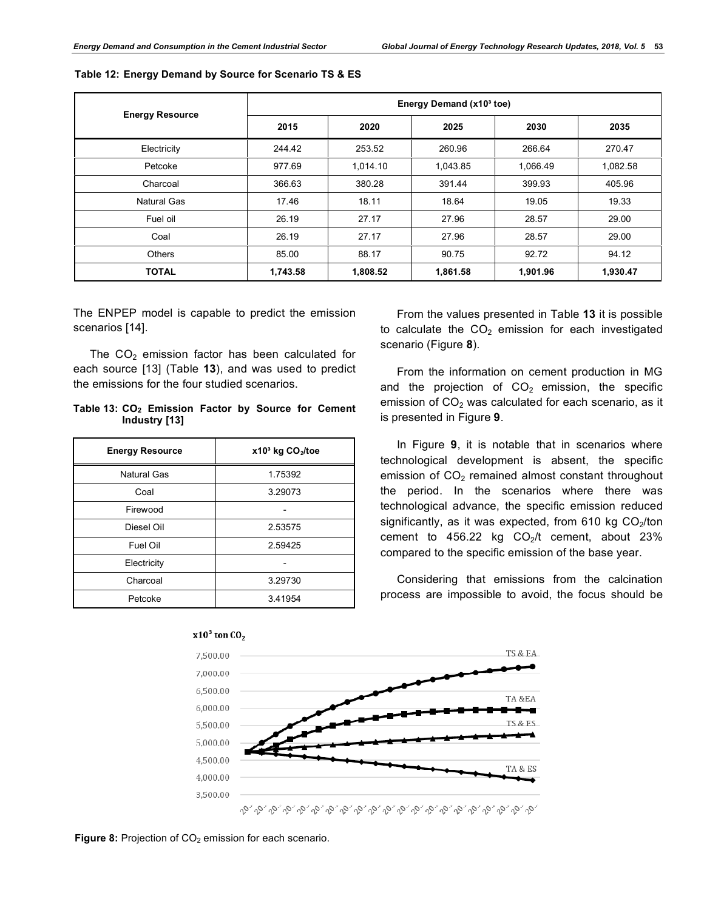**Table 12: Energy Demand by Source for Scenario TS & ES**

| Energy Resource | Energy Demand (x10³ toe) | | | | |
|---|---|---|---|---|---|
| | 2015 | 2020 | 2025 | 2030 | 2035 |
| Electricity | 244.42 | 253.52 | 260.96 | 266.64 | 270.47 |
| Petcoke | 977.69 | 1,014.10 | 1,043.85 | 1,066.49 | 1,082.58 |
| Charcoal | 366.63 | 380.28 | 391.44 | 399.93 | 405.96 |
| Natural Gas | 17.46 | 18.11 | 18.64 | 19.05 | 19.33 |
| Fuel oil | 26.19 | 27.17 | 27.96 | 28.57 | 29.00 |
| Coal | 26.19 | 27.17 | 27.96 | 28.57 | 29.00 |
| Others | 85.00 | 88.17 | 90.75 | 92.72 | 94.12 |
| **TOTAL** | **1,743.58** | **1,808.52** | **1,861.58** | **1,901.96** | **1,930.47** |

The ENPEP model is capable to predict the emission scenarios [14].

The $CO_2$ emission factor has been calculated for each source [13] (Table **13**), and was used to predict the emissions for the four studied scenarios.

**Table 13: $CO_2$ Emission Factor by Source for Cement Industry [13]**

| Energy Resource | x10³ kg $CO_2$/toe |
|---|---|
| Natural Gas | 1.75392 |
| Coal | 3.29073 |
| Firewood | - |
| Diesel Oil | 2.53575 |
| Fuel Oil | 2.59425 |
| Electricity | - |
| Charcoal | 3.29730 |
| Petcoke | 3.41954 |

From the values presented in Table **13** it is possible to calculate the $CO_2$ emission for each investigated scenario (Figure **8**).

From the information on cement production in MG and the projection of $CO_2$ emission, the specific emission of $CO_2$ was calculated for each scenario, as it is presented in Figure **9**.

In Figure **9**, it is notable that in scenarios where technological development is absent, the specific emission of $CO_2$ remained almost constant throughout the period. In the scenarios where there was technological advance, the specific emission reduced significantly, as it was expected, from 610 kg $CO_2$/ton cement to 456.22 kg $CO_2$/t cement, about 23% compared to the specific emission of the base year.

Considering that emissions from the calcination process are impossible to avoid, the focus should be

x10³ ton $CO_2$

7,500.00
7,000.00
6,500.00
6,000.00
5,500.00
5,000.00
4,500.00
4,000.00
3,500.00

TS & EA
TA &EA
TS & ES
TA & ES

**Figure 8:** Projection of $CO_2$ emission for each scenario.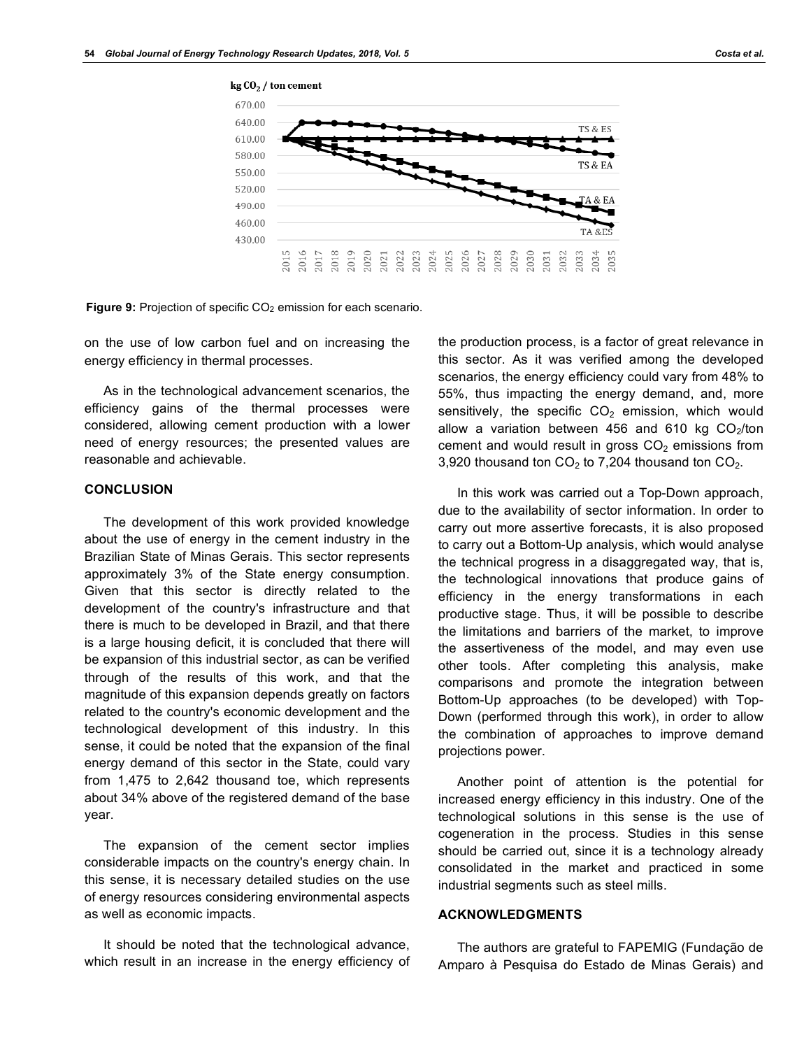kg $CO_2$ / ton cement

670.00
640.00
610.00
580.00
550.00
520.00
490.00
460.00
430.00

2015 2016 2017 2018 2019 2020 2021 2022 2023 2024 2025 2026 2027 2028 2029 2030 2031 2032 2033 2034 2035

TS & ES
TS & EA
TA & EA
TA & ES

**Figure 9:** Projection of specific $CO_2$ emission for each scenario.

on the use of low carbon fuel and on increasing the energy efficiency in thermal processes.

As in the technological advancement scenarios, the efficiency gains of the thermal processes were considered, allowing cement production with a lower need of energy resources; the presented values are reasonable and achievable.

## CONCLUSION

The development of this work provided knowledge about the use of energy in the cement industry in the Brazilian State of Minas Gerais. This sector represents approximately 3% of the State energy consumption. Given that this sector is directly related to the development of the country's infrastructure and that there is much to be developed in Brazil, and that there is a large housing deficit, it is concluded that there will be expansion of this industrial sector, as can be verified through of the results of this work, and that the magnitude of this expansion depends greatly on factors related to the country's economic development and the technological development of this industry. In this sense, it could be noted that the expansion of the final energy demand of this sector in the State, could vary from 1,475 to 2,642 thousand toe, which represents about 34% above of the registered demand of the base year.

The expansion of the cement sector implies considerable impacts on the country's energy chain. In this sense, it is necessary detailed studies on the use of energy resources considering environmental aspects as well as economic impacts.

It should be noted that the technological advance, which result in an increase in the energy efficiency of the production process, is a factor of great relevance in this sector. As it was verified among the developed scenarios, the energy efficiency could vary from 48% to 55%, thus impacting the energy demand, and, more sensitively, the specific $CO_2$ emission, which would allow a variation between 456 and 610 kg $CO_2$/ton cement and would result in gross $CO_2$ emissions from 3,920 thousand ton $CO_2$ to 7,204 thousand ton $CO_2$.

In this work was carried out a Top-Down approach, due to the availability of sector information. In order to carry out more assertive forecasts, it is also proposed to carry out a Bottom-Up analysis, which would analyse the technical progress in a disaggregated way, that is, the technological innovations that produce gains of efficiency in the energy transformations in each productive stage. Thus, it will be possible to describe the limitations and barriers of the market, to improve the assertiveness of the model, and may even use other tools. After completing this analysis, make comparisons and promote the integration between Bottom-Up approaches (to be developed) with Top-Down (performed through this work), in order to allow the combination of approaches to improve demand projections power.

Another point of attention is the potential for increased energy efficiency in this industry. One of the technological solutions in this sense is the use of cogeneration in the process. Studies in this sense should be carried out, since it is a technology already consolidated in the market and practiced in some industrial segments such as steel mills.

## ACKNOWLEDGMENTS

The authors are grateful to FAPEMIG (Fundação de Amparo à Pesquisa do Estado de Minas Gerais) and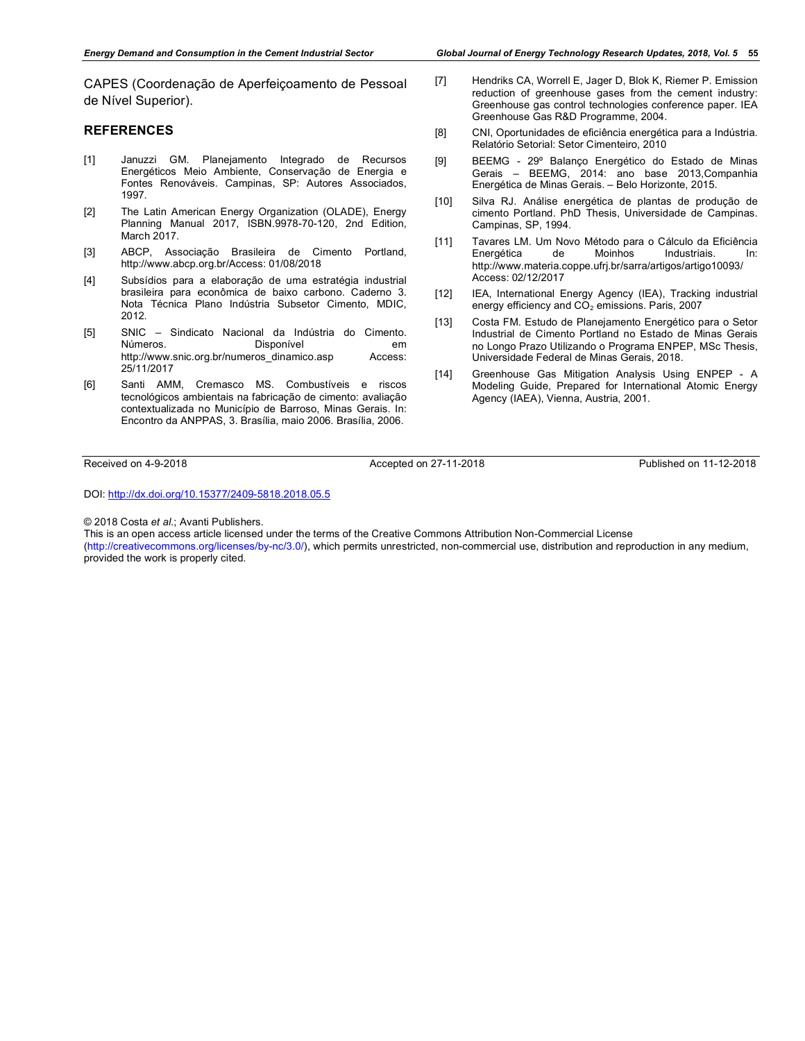CAPES (Coordenação de Aperfeiçoamento de Pessoal de Nível Superior).

## REFERENCES

[1] Januzzi GM. Planejamento Integrado de Recursos Energéticos Meio Ambiente, Conservação de Energia e Fontes Renováveis. Campinas, SP: Autores Associados, 1997.

[2] The Latin American Energy Organization (OLADE), Energy Planning Manual 2017, ISBN.9978-70-120, 2nd Edition, March 2017.

[3] ABCP, Associação Brasileira de Cimento Portland, http://www.abcp.org.br/Access: 01/08/2018

[4] Subsídios para a elaboração de uma estratégia industrial brasileira para econômica de baixo carbono. Caderno 3. Nota Técnica Plano Indústria Subsetor Cimento, MDIC, 2012.

[5] SNIC – Sindicato Nacional da Indústria do Cimento. Números. Disponível em http://www.snic.org.br/numeros_dinamico.asp Access: 25/11/2017

[6] Santi AMM, Cremasco MS. Combustíveis e riscos tecnológicos ambientais na fabricação de cimento: avaliação contextualizada no Município de Barroso, Minas Gerais. In: Encontro da ANPPAS, 3. Brasília, maio 2006. Brasília, 2006.

[7] Hendriks CA, Worrell E, Jager D, Blok K, Riemer P. Emission reduction of greenhouse gases from the cement industry: Greenhouse gas control technologies conference paper. IEA Greenhouse Gas R&D Programme, 2004.

[8] CNI, Oportunidades de eficiência energética para a Indústria. Relatório Setorial: Setor Cimenteiro, 2010

[9] BEEMG - 29º Balanço Energético do Estado de Minas Gerais – BEEMG, 2014: ano base 2013,Companhia Energética de Minas Gerais. – Belo Horizonte, 2015.

[10] Silva RJ. Análise energética de plantas de produção de cimento Portland. PhD Thesis, Universidade de Campinas. Campinas, SP, 1994.

[11] Tavares LM. Um Novo Método para o Cálculo da Eficiência Energética de Moinhos Industriais. In: http://www.materia.coppe.ufrj.br/sarra/artigos/artigo10093/ Access: 02/12/2017

[12] IEA, International Energy Agency (IEA), Tracking industrial energy efficiency and $CO_2$ emissions. Paris, 2007

[13] Costa FM. Estudo de Planejamento Energético para o Setor Industrial de Cimento Portland no Estado de Minas Gerais no Longo Prazo Utilizando o Programa ENPEP, MSc Thesis, Universidade Federal de Minas Gerais, 2018.

[14] Greenhouse Gas Mitigation Analysis Using ENPEP - A Modeling Guide, Prepared for International Atomic Energy Agency (IAEA), Vienna, Austria, 2001.

Received on 4-9-2018 Accepted on 27-11-2018 Published on 11-12-2018

DOI: http://dx.doi.org/10.15377/2409-5818.2018.05.5

© 2018 Costa *et al.*; Avanti Publishers.

This is an open access article licensed under the terms of the Creative Commons Attribution Non-Commercial License (http://creativecommons.org/licenses/by-nc/3.0/), which permits unrestricted, non-commercial use, distribution and reproduction in any medium, provided the work is properly cited.